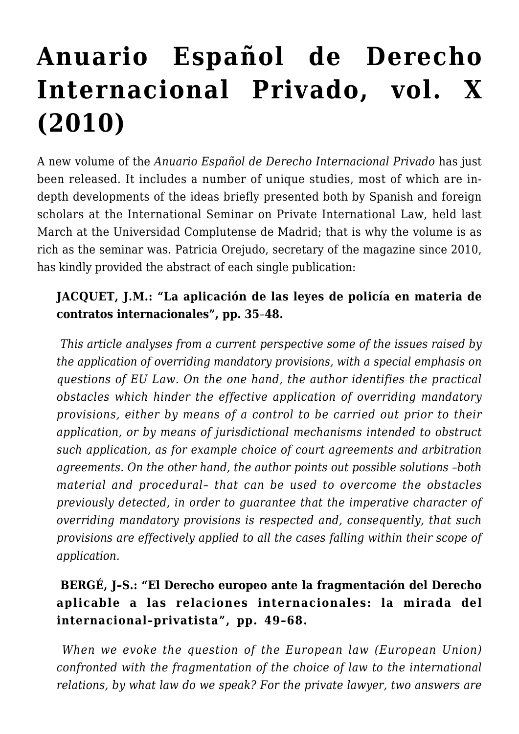# Anuario Español de Derecho Internacional Privado, vol. X (2010)

A new volume of the *Anuario Español de Derecho Internacional Privado* has just been released. It includes a number of unique studies, most of which are in-depth developments of the ideas briefly presented both by Spanish and foreign scholars at the International Seminar on Private International Law, held last March at the Universidad Complutense de Madrid; that is why the volume is as rich as the seminar was. Patricia Orejudo, secretary of the magazine since 2010, has kindly provided the abstract of each single publication:

> **JACQUET, J.M.: "La aplicación de las leyes de policía en materia de contratos internacionales", pp. 35–48.**
>
> *This article analyses from a current perspective some of the issues raised by the application of overriding mandatory provisions, with a special emphasis on questions of EU Law. On the one hand, the author identifies the practical obstacles which hinder the effective application of overriding mandatory provisions, either by means of a control to be carried out prior to their application, or by means of jurisdictional mechanisms intended to obstruct such application, as for example choice of court agreements and arbitration agreements. On the other hand, the author points out possible solutions –both material and procedural– that can be used to overcome the obstacles previously detected, in order to guarantee that the imperative character of overriding mandatory provisions is respected and, consequently, that such provisions are effectively applied to all the cases falling within their scope of application.*
>
> **BERGÉ, J-S.: "El Derecho europeo ante la fragmentación del Derecho aplicable a las relaciones internacionales: la mirada del internacional-privatista", pp. 49–68.**
>
> *When we evoke the question of the European law (European Union) confronted with the fragmentation of the choice of law to the international relations, by what law do we speak? For the private lawyer, two answers are*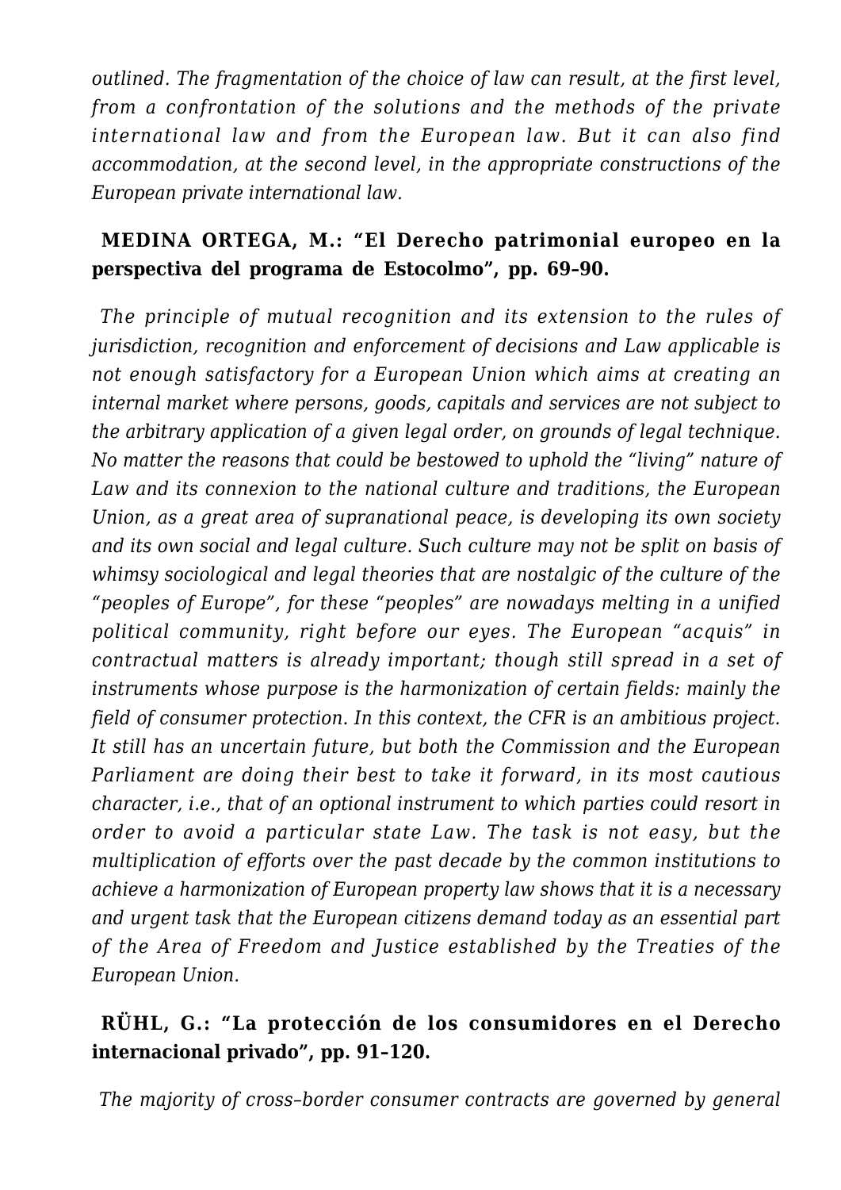*outlined. The fragmentation of the choice of law can result, at the first level, from a confrontation of the solutions and the methods of the private international law and from the European law. But it can also find accommodation, at the second level, in the appropriate constructions of the European private international law.*

**MEDINA ORTEGA, M.: "El Derecho patrimonial europeo en la perspectiva del programa de Estocolmo", pp. 69–90.**

*The principle of mutual recognition and its extension to the rules of jurisdiction, recognition and enforcement of decisions and Law applicable is not enough satisfactory for a European Union which aims at creating an internal market where persons, goods, capitals and services are not subject to the arbitrary application of a given legal order, on grounds of legal technique. No matter the reasons that could be bestowed to uphold the "living" nature of Law and its connexion to the national culture and traditions, the European Union, as a great area of supranational peace, is developing its own society and its own social and legal culture. Such culture may not be split on basis of whimsy sociological and legal theories that are nostalgic of the culture of the "peoples of Europe", for these "peoples" are nowadays melting in a unified political community, right before our eyes. The European "acquis" in contractual matters is already important; though still spread in a set of instruments whose purpose is the harmonization of certain fields: mainly the field of consumer protection. In this context, the CFR is an ambitious project. It still has an uncertain future, but both the Commission and the European Parliament are doing their best to take it forward, in its most cautious character, i.e., that of an optional instrument to which parties could resort in order to avoid a particular state Law. The task is not easy, but the multiplication of efforts over the past decade by the common institutions to achieve a harmonization of European property law shows that it is a necessary and urgent task that the European citizens demand today as an essential part of the Area of Freedom and Justice established by the Treaties of the European Union.*

**RÜHL, G.: "La protección de los consumidores en el Derecho internacional privado", pp. 91–120.**

*The majority of cross–border consumer contracts are governed by general*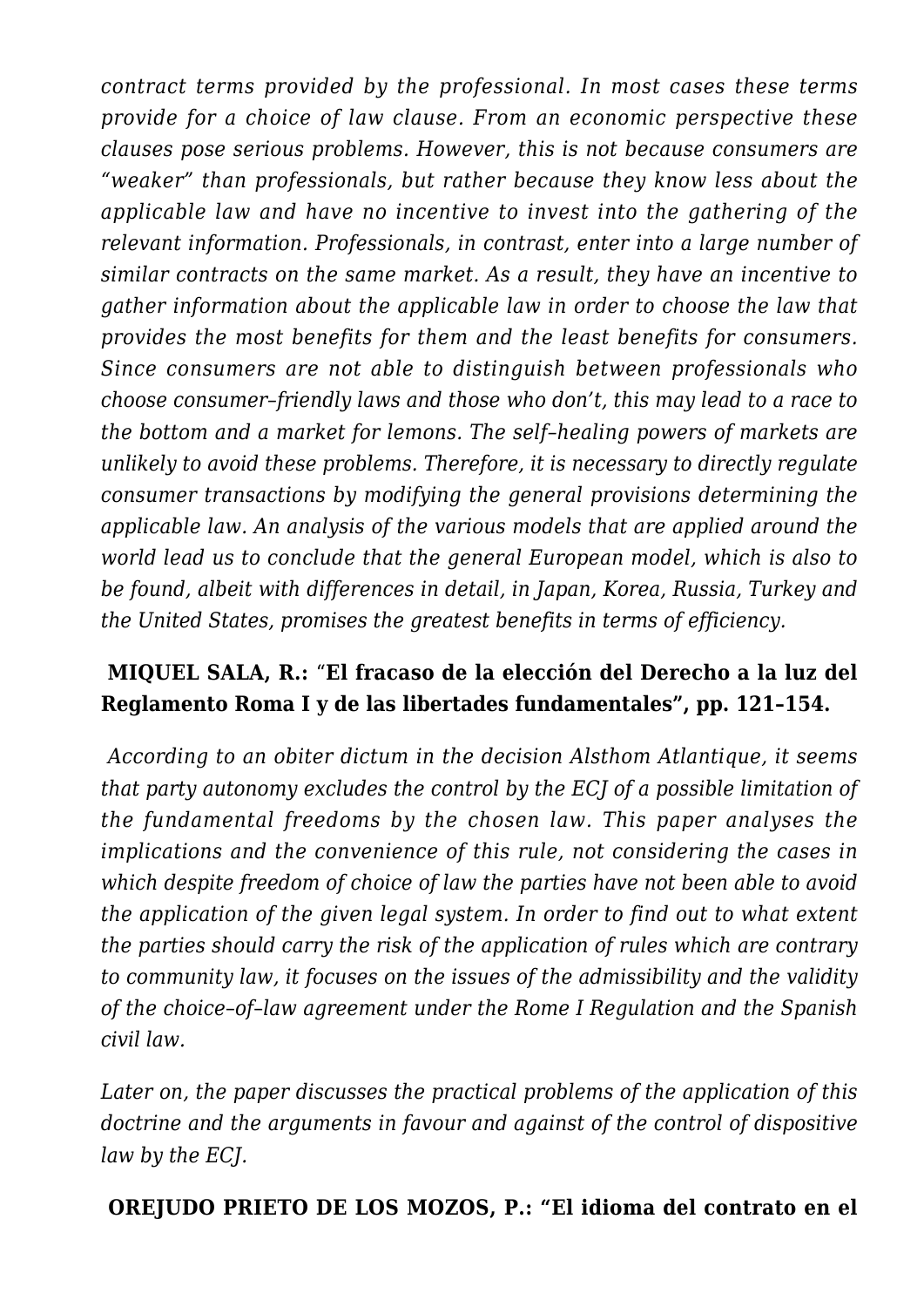*contract terms provided by the professional. In most cases these terms provide for a choice of law clause. From an economic perspective these clauses pose serious problems. However, this is not because consumers are "weaker" than professionals, but rather because they know less about the applicable law and have no incentive to invest into the gathering of the relevant information. Professionals, in contrast, enter into a large number of similar contracts on the same market. As a result, they have an incentive to gather information about the applicable law in order to choose the law that provides the most benefits for them and the least benefits for consumers. Since consumers are not able to distinguish between professionals who choose consumer–friendly laws and those who don't, this may lead to a race to the bottom and a market for lemons. The self–healing powers of markets are unlikely to avoid these problems. Therefore, it is necessary to directly regulate consumer transactions by modifying the general provisions determining the applicable law. An analysis of the various models that are applied around the world lead us to conclude that the general European model, which is also to be found, albeit with differences in detail, in Japan, Korea, Russia, Turkey and the United States, promises the greatest benefits in terms of efficiency.*

**MIQUEL SALA, R.: "El fracaso de la elección del Derecho a la luz del Reglamento Roma I y de las libertades fundamentales", pp. 121–154.**

*According to an obiter dictum in the decision Alsthom Atlantique, it seems that party autonomy excludes the control by the ECJ of a possible limitation of the fundamental freedoms by the chosen law. This paper analyses the implications and the convenience of this rule, not considering the cases in which despite freedom of choice of law the parties have not been able to avoid the application of the given legal system. In order to find out to what extent the parties should carry the risk of the application of rules which are contrary to community law, it focuses on the issues of the admissibility and the validity of the choice–of–law agreement under the Rome I Regulation and the Spanish civil law.*

*Later on, the paper discusses the practical problems of the application of this doctrine and the arguments in favour and against of the control of dispositive law by the ECJ.*

**OREJUDO PRIETO DE LOS MOZOS, P.: "El idioma del contrato en el**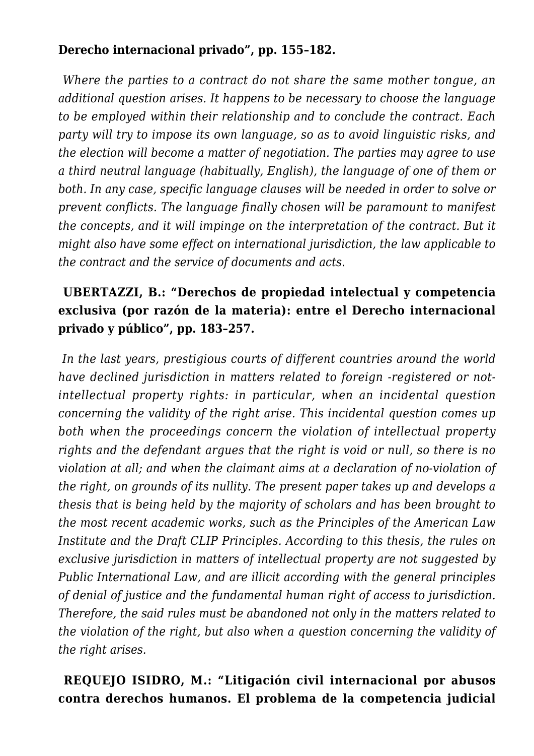**Derecho internacional privado", pp. 155–182.**

*Where the parties to a contract do not share the same mother tongue, an additional question arises. It happens to be necessary to choose the language to be employed within their relationship and to conclude the contract. Each party will try to impose its own language, so as to avoid linguistic risks, and the election will become a matter of negotiation. The parties may agree to use a third neutral language (habitually, English), the language of one of them or both. In any case, specific language clauses will be needed in order to solve or prevent conflicts. The language finally chosen will be paramount to manifest the concepts, and it will impinge on the interpretation of the contract. But it might also have some effect on international jurisdiction, the law applicable to the contract and the service of documents and acts.*

**UBERTAZZI, B.: "Derechos de propiedad intelectual y competencia exclusiva (por razón de la materia): entre el Derecho internacional privado y público", pp. 183–257.**

*In the last years, prestigious courts of different countries around the world have declined jurisdiction in matters related to foreign -registered or not- intellectual property rights: in particular, when an incidental question concerning the validity of the right arise. This incidental question comes up both when the proceedings concern the violation of intellectual property rights and the defendant argues that the right is void or null, so there is no violation at all; and when the claimant aims at a declaration of no-violation of the right, on grounds of its nullity. The present paper takes up and develops a thesis that is being held by the majority of scholars and has been brought to the most recent academic works, such as the Principles of the American Law Institute and the Draft CLIP Principles. According to this thesis, the rules on exclusive jurisdiction in matters of intellectual property are not suggested by Public International Law, and are illicit according with the general principles of denial of justice and the fundamental human right of access to jurisdiction. Therefore, the said rules must be abandoned not only in the matters related to the violation of the right, but also when a question concerning the validity of the right arises.*

**REQUEJO ISIDRO, M.: "Litigación civil internacional por abusos contra derechos humanos. El problema de la competencia judicial**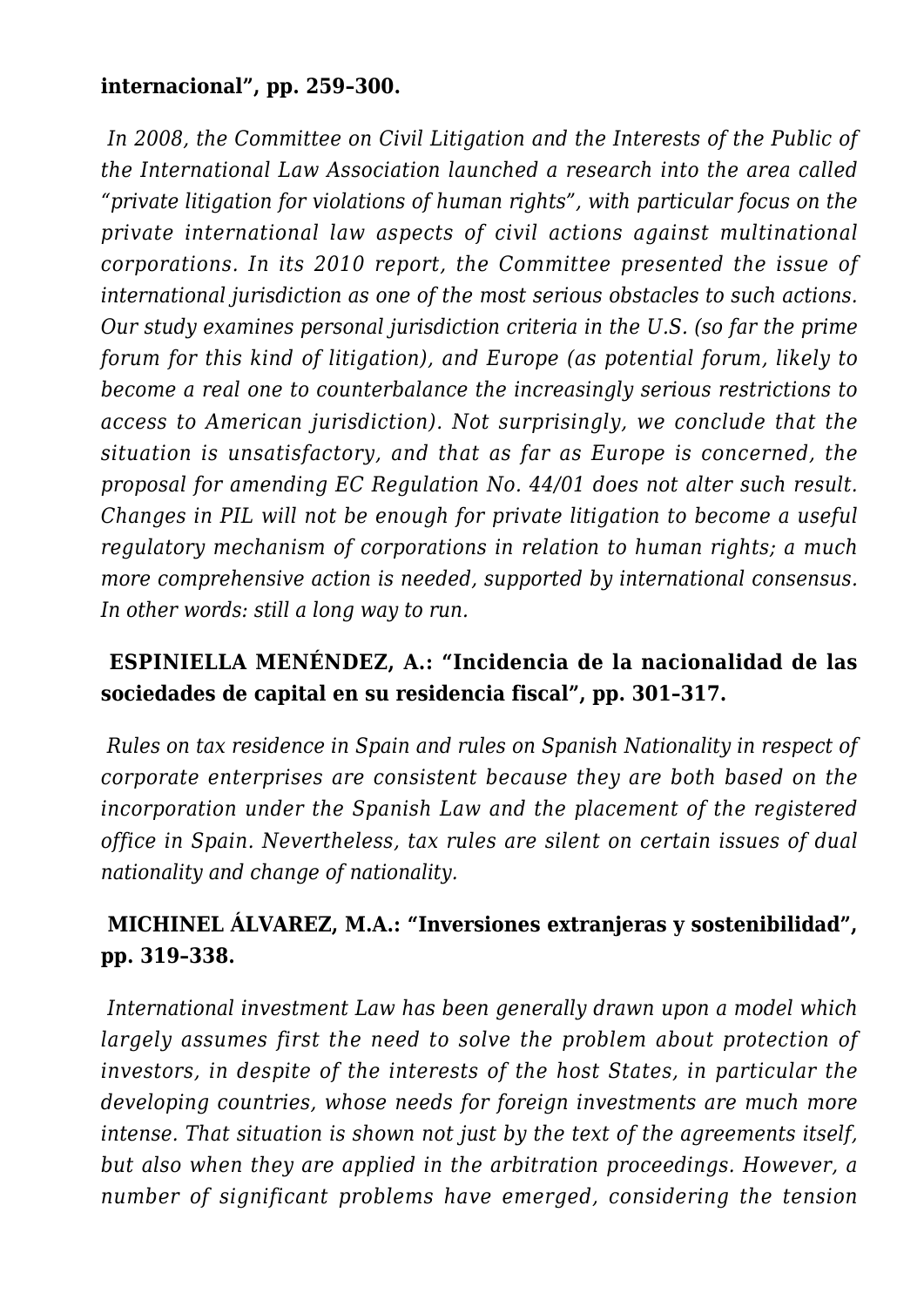**internacional", pp. 259–300.**

*In 2008, the Committee on Civil Litigation and the Interests of the Public of the International Law Association launched a research into the area called "private litigation for violations of human rights", with particular focus on the private international law aspects of civil actions against multinational corporations. In its 2010 report, the Committee presented the issue of international jurisdiction as one of the most serious obstacles to such actions. Our study examines personal jurisdiction criteria in the U.S. (so far the prime forum for this kind of litigation), and Europe (as potential forum, likely to become a real one to counterbalance the increasingly serious restrictions to access to American jurisdiction). Not surprisingly, we conclude that the situation is unsatisfactory, and that as far as Europe is concerned, the proposal for amending EC Regulation No. 44/01 does not alter such result. Changes in PIL will not be enough for private litigation to become a useful regulatory mechanism of corporations in relation to human rights; a much more comprehensive action is needed, supported by international consensus. In other words: still a long way to run.*

**ESPINIELLA MENÉNDEZ, A.: "Incidencia de la nacionalidad de las sociedades de capital en su residencia fiscal", pp. 301–317.**

*Rules on tax residence in Spain and rules on Spanish Nationality in respect of corporate enterprises are consistent because they are both based on the incorporation under the Spanish Law and the placement of the registered office in Spain. Nevertheless, tax rules are silent on certain issues of dual nationality and change of nationality.*

**MICHINEL ÁLVAREZ, M.A.: "Inversiones extranjeras y sostenibilidad", pp. 319–338.**

*International investment Law has been generally drawn upon a model which largely assumes first the need to solve the problem about protection of investors, in despite of the interests of the host States, in particular the developing countries, whose needs for foreign investments are much more intense. That situation is shown not just by the text of the agreements itself, but also when they are applied in the arbitration proceedings. However, a number of significant problems have emerged, considering the tension*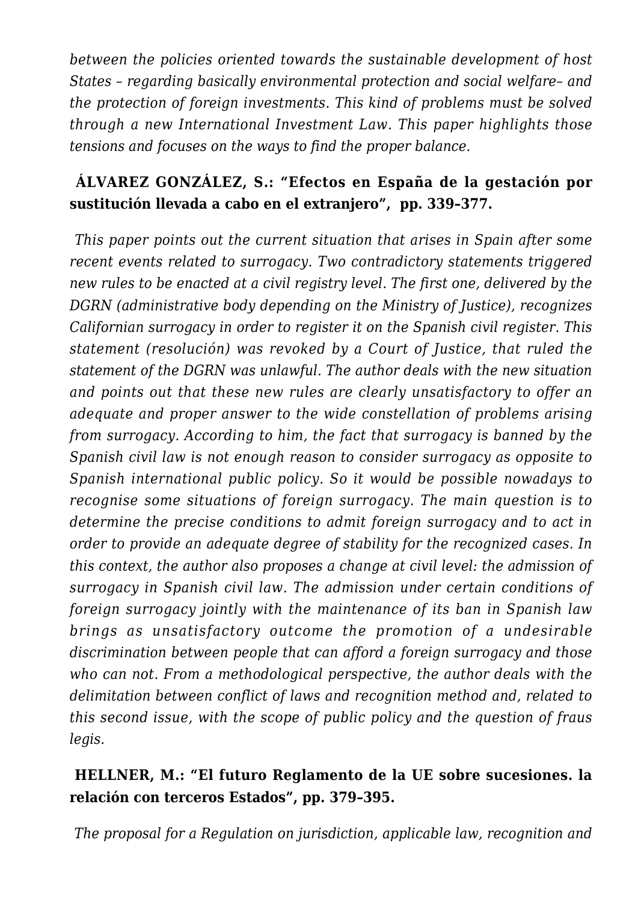*between the policies oriented towards the sustainable development of host States – regarding basically environmental protection and social welfare– and the protection of foreign investments. This kind of problems must be solved through a new International Investment Law. This paper highlights those tensions and focuses on the ways to find the proper balance.*

**ÁLVAREZ GONZÁLEZ, S.: "Efectos en España de la gestación por sustitución llevada a cabo en el extranjero", pp. 339–377.**

*This paper points out the current situation that arises in Spain after some recent events related to surrogacy. Two contradictory statements triggered new rules to be enacted at a civil registry level. The first one, delivered by the DGRN (administrative body depending on the Ministry of Justice), recognizes Californian surrogacy in order to register it on the Spanish civil register. This statement (resolución) was revoked by a Court of Justice, that ruled the statement of the DGRN was unlawful. The author deals with the new situation and points out that these new rules are clearly unsatisfactory to offer an adequate and proper answer to the wide constellation of problems arising from surrogacy. According to him, the fact that surrogacy is banned by the Spanish civil law is not enough reason to consider surrogacy as opposite to Spanish international public policy. So it would be possible nowadays to recognise some situations of foreign surrogacy. The main question is to determine the precise conditions to admit foreign surrogacy and to act in order to provide an adequate degree of stability for the recognized cases. In this context, the author also proposes a change at civil level: the admission of surrogacy in Spanish civil law. The admission under certain conditions of foreign surrogacy jointly with the maintenance of its ban in Spanish law brings as unsatisfactory outcome the promotion of a undesirable discrimination between people that can afford a foreign surrogacy and those who can not. From a methodological perspective, the author deals with the delimitation between conflict of laws and recognition method and, related to this second issue, with the scope of public policy and the question of fraus legis.*

**HELLNER, M.: "El futuro Reglamento de la UE sobre sucesiones. la relación con terceros Estados", pp. 379–395.**

*The proposal for a Regulation on jurisdiction, applicable law, recognition and*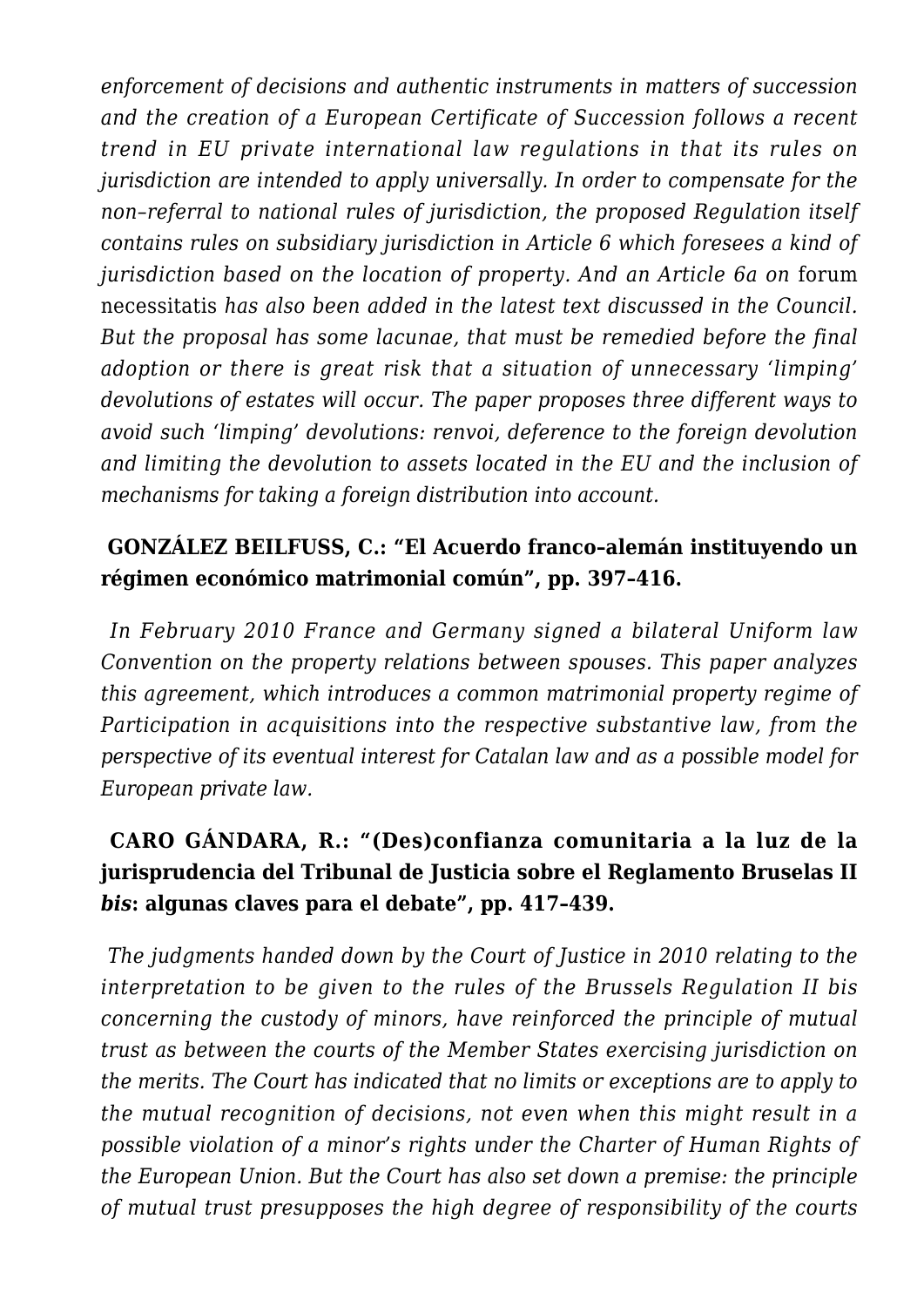*enforcement of decisions and authentic instruments in matters of succession and the creation of a European Certificate of Succession follows a recent trend in EU private international law regulations in that its rules on jurisdiction are intended to apply universally. In order to compensate for the non–referral to national rules of jurisdiction, the proposed Regulation itself contains rules on subsidiary jurisdiction in Article 6 which foresees a kind of jurisdiction based on the location of property. And an Article 6a on* forum necessitatis *has also been added in the latest text discussed in the Council. But the proposal has some lacunae, that must be remedied before the final adoption or there is great risk that a situation of unnecessary 'limping' devolutions of estates will occur. The paper proposes three different ways to avoid such 'limping' devolutions: renvoi, deference to the foreign devolution and limiting the devolution to assets located in the EU and the inclusion of mechanisms for taking a foreign distribution into account.*

**GONZÁLEZ BEILFUSS, C.: "El Acuerdo franco–alemán instituyendo un régimen económico matrimonial común", pp. 397–416.**

*In February 2010 France and Germany signed a bilateral Uniform law Convention on the property relations between spouses. This paper analyzes this agreement, which introduces a common matrimonial property regime of Participation in acquisitions into the respective substantive law, from the perspective of its eventual interest for Catalan law and as a possible model for European private law.*

**CARO GÁNDARA, R.: "(Des)confianza comunitaria a la luz de la jurisprudencia del Tribunal de Justicia sobre el Reglamento Bruselas II *bis*: algunas claves para el debate", pp. 417–439.**

*The judgments handed down by the Court of Justice in 2010 relating to the interpretation to be given to the rules of the Brussels Regulation II bis concerning the custody of minors, have reinforced the principle of mutual trust as between the courts of the Member States exercising jurisdiction on the merits. The Court has indicated that no limits or exceptions are to apply to the mutual recognition of decisions, not even when this might result in a possible violation of a minor's rights under the Charter of Human Rights of the European Union. But the Court has also set down a premise: the principle of mutual trust presupposes the high degree of responsibility of the courts*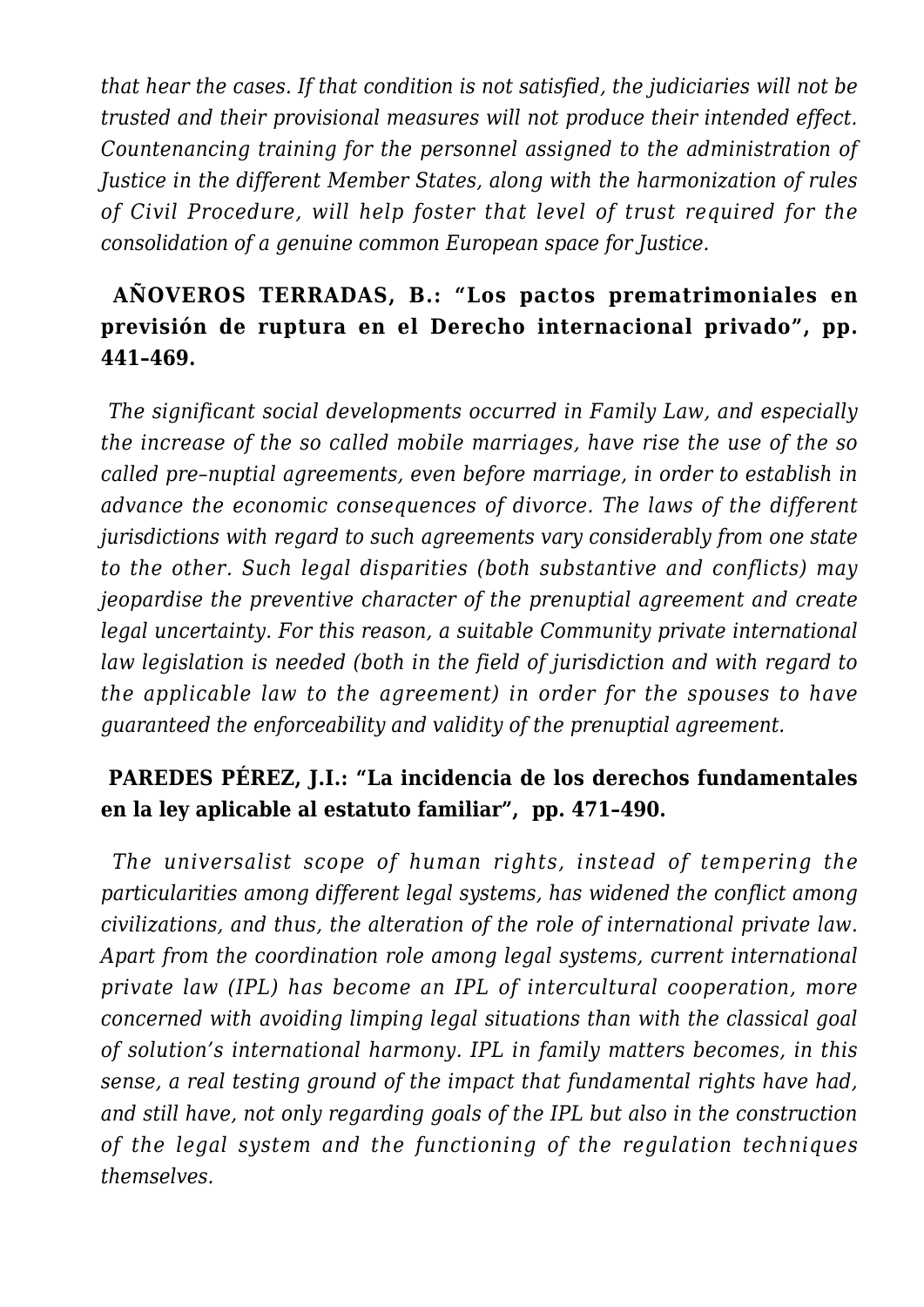*that hear the cases. If that condition is not satisfied, the judiciaries will not be trusted and their provisional measures will not produce their intended effect. Countenancing training for the personnel assigned to the administration of Justice in the different Member States, along with the harmonization of rules of Civil Procedure, will help foster that level of trust required for the consolidation of a genuine common European space for Justice.*

**AÑOVEROS TERRADAS, B.: "Los pactos prematrimoniales en previsión de ruptura en el Derecho internacional privado", pp. 441–469.**

*The significant social developments occurred in Family Law, and especially the increase of the so called mobile marriages, have rise the use of the so called pre–nuptial agreements, even before marriage, in order to establish in advance the economic consequences of divorce. The laws of the different jurisdictions with regard to such agreements vary considerably from one state to the other. Such legal disparities (both substantive and conflicts) may jeopardise the preventive character of the prenuptial agreement and create legal uncertainty. For this reason, a suitable Community private international law legislation is needed (both in the field of jurisdiction and with regard to the applicable law to the agreement) in order for the spouses to have guaranteed the enforceability and validity of the prenuptial agreement.*

**PAREDES PÉREZ, J.I.: "La incidencia de los derechos fundamentales en la ley aplicable al estatuto familiar", pp. 471–490.**

*The universalist scope of human rights, instead of tempering the particularities among different legal systems, has widened the conflict among civilizations, and thus, the alteration of the role of international private law. Apart from the coordination role among legal systems, current international private law (IPL) has become an IPL of intercultural cooperation, more concerned with avoiding limping legal situations than with the classical goal of solution's international harmony. IPL in family matters becomes, in this sense, a real testing ground of the impact that fundamental rights have had, and still have, not only regarding goals of the IPL but also in the construction of the legal system and the functioning of the regulation techniques themselves.*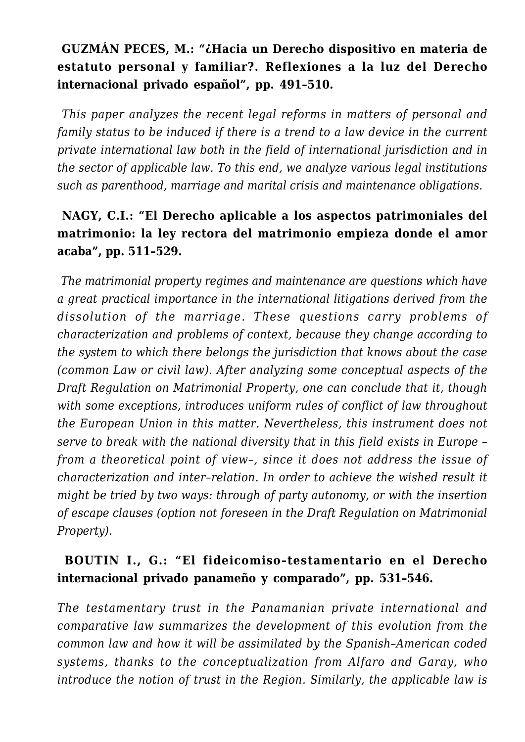**GUZMÁN PECES, M.: "¿Hacia un Derecho dispositivo en materia de estatuto personal y familiar?. Reflexiones a la luz del Derecho internacional privado español", pp. 491–510.**

*This paper analyzes the recent legal reforms in matters of personal and family status to be induced if there is a trend to a law device in the current private international law both in the field of international jurisdiction and in the sector of applicable law. To this end, we analyze various legal institutions such as parenthood, marriage and marital crisis and maintenance obligations.*

**NAGY, C.I.: "El Derecho aplicable a los aspectos patrimoniales del matrimonio: la ley rectora del matrimonio empieza donde el amor acaba", pp. 511–529.**

*The matrimonial property regimes and maintenance are questions which have a great practical importance in the international litigations derived from the dissolution of the marriage. These questions carry problems of characterization and problems of context, because they change according to the system to which there belongs the jurisdiction that knows about the case (common Law or civil law). After analyzing some conceptual aspects of the Draft Regulation on Matrimonial Property, one can conclude that it, though with some exceptions, introduces uniform rules of conflict of law throughout the European Union in this matter. Nevertheless, this instrument does not serve to break with the national diversity that in this field exists in Europe –from a theoretical point of view–, since it does not address the issue of characterization and inter–relation. In order to achieve the wished result it might be tried by two ways: through of party autonomy, or with the insertion of escape clauses (option not foreseen in the Draft Regulation on Matrimonial Property).*

**BOUTIN I., G.: "El fideicomiso–testamentario en el Derecho internacional privado panameño y comparado", pp. 531–546.**

*The testamentary trust in the Panamanian private international and comparative law summarizes the development of this evolution from the common law and how it will be assimilated by the Spanish–American coded systems, thanks to the conceptualization from Alfaro and Garay, who introduce the notion of trust in the Region. Similarly, the applicable law is*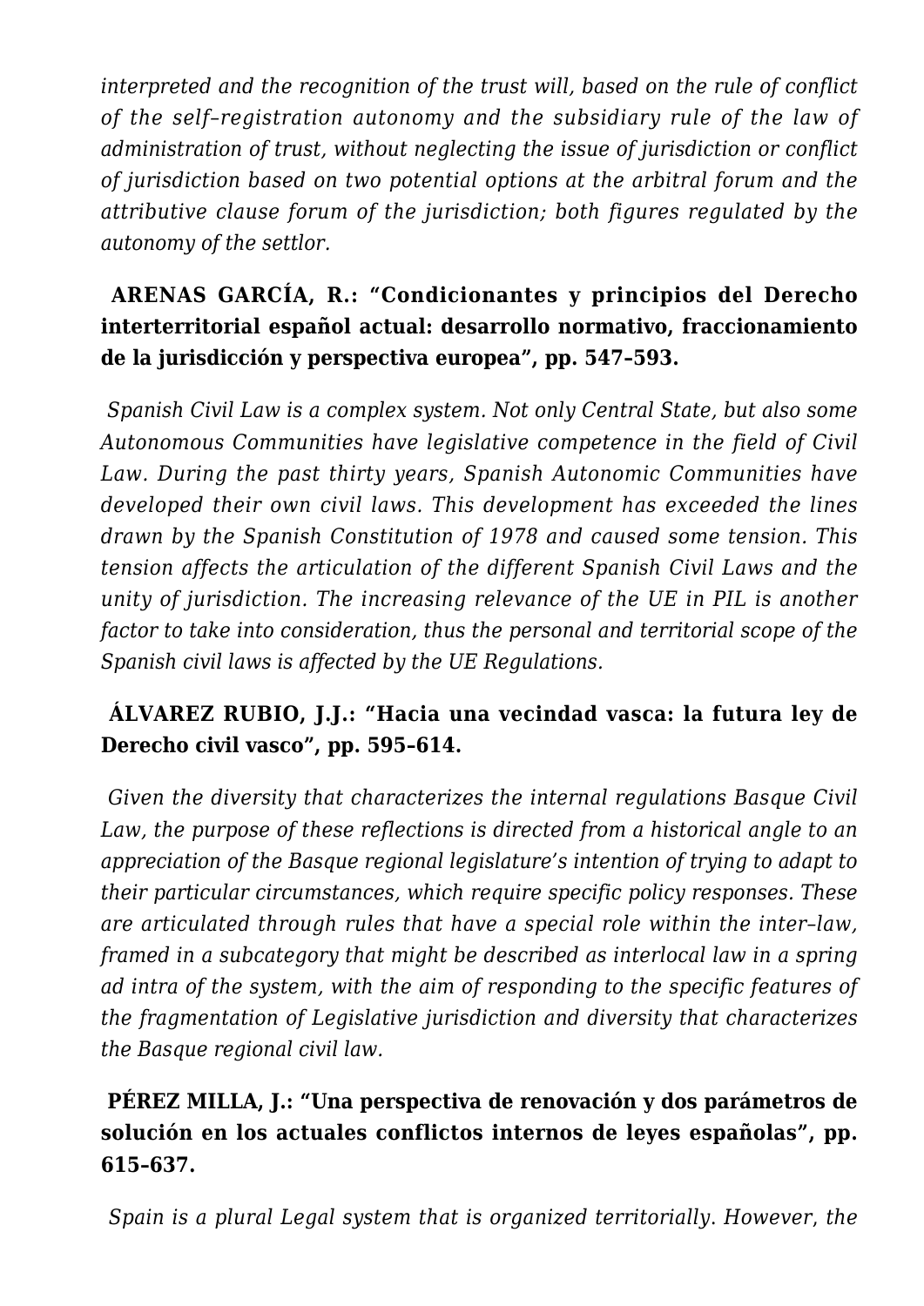*interpreted and the recognition of the trust will, based on the rule of conflict of the self–registration autonomy and the subsidiary rule of the law of administration of trust, without neglecting the issue of jurisdiction or conflict of jurisdiction based on two potential options at the arbitral forum and the attributive clause forum of the jurisdiction; both figures regulated by the autonomy of the settlor.*

**ARENAS GARCÍA, R.: "Condicionantes y principios del Derecho interterritorial español actual: desarrollo normativo, fraccionamiento de la jurisdicción y perspectiva europea", pp. 547–593.**

*Spanish Civil Law is a complex system. Not only Central State, but also some Autonomous Communities have legislative competence in the field of Civil Law. During the past thirty years, Spanish Autonomic Communities have developed their own civil laws. This development has exceeded the lines drawn by the Spanish Constitution of 1978 and caused some tension. This tension affects the articulation of the different Spanish Civil Laws and the unity of jurisdiction. The increasing relevance of the UE in PIL is another factor to take into consideration, thus the personal and territorial scope of the Spanish civil laws is affected by the UE Regulations.*

**ÁLVAREZ RUBIO, J.J.: "Hacia una vecindad vasca: la futura ley de Derecho civil vasco", pp. 595–614.**

*Given the diversity that characterizes the internal regulations Basque Civil Law, the purpose of these reflections is directed from a historical angle to an appreciation of the Basque regional legislature's intention of trying to adapt to their particular circumstances, which require specific policy responses. These are articulated through rules that have a special role within the inter–law, framed in a subcategory that might be described as interlocal law in a spring ad intra of the system, with the aim of responding to the specific features of the fragmentation of Legislative jurisdiction and diversity that characterizes the Basque regional civil law.*

**PÉREZ MILLA, J.: "Una perspectiva de renovación y dos parámetros de solución en los actuales conflictos internos de leyes españolas", pp. 615–637.**

*Spain is a plural Legal system that is organized territorially. However, the*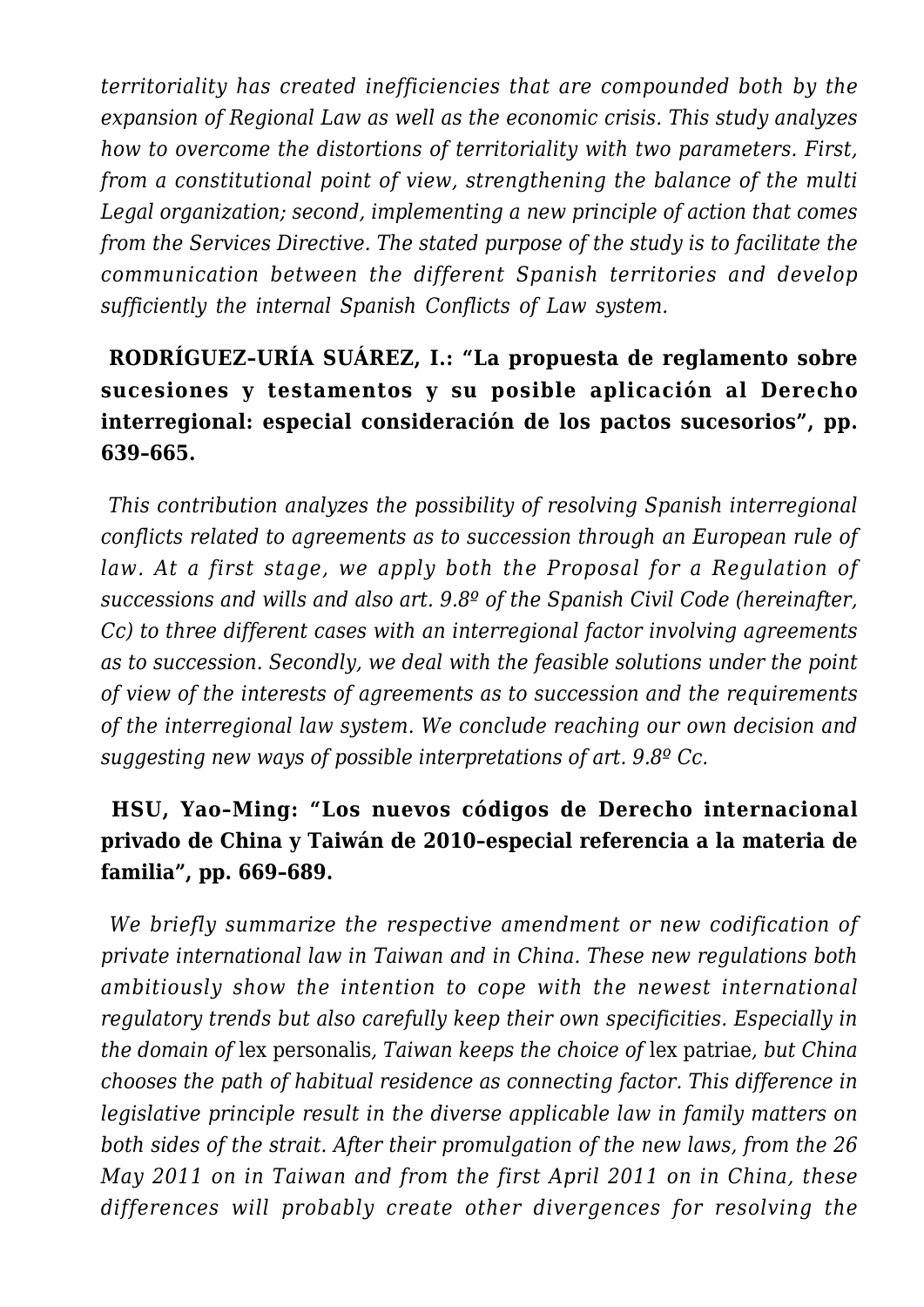*territoriality has created inefficiencies that are compounded both by the expansion of Regional Law as well as the economic crisis. This study analyzes how to overcome the distortions of territoriality with two parameters. First, from a constitutional point of view, strengthening the balance of the multi Legal organization; second, implementing a new principle of action that comes from the Services Directive. The stated purpose of the study is to facilitate the communication between the different Spanish territories and develop sufficiently the internal Spanish Conflicts of Law system.*

**RODRÍGUEZ–URÍA SUÁREZ, I.: "La propuesta de reglamento sobre sucesiones y testamentos y su posible aplicación al Derecho interregional: especial consideración de los pactos sucesorios", pp. 639–665.**

*This contribution analyzes the possibility of resolving Spanish interregional conflicts related to agreements as to succession through an European rule of law. At a first stage, we apply both the Proposal for a Regulation of successions and wills and also art. 9.8º of the Spanish Civil Code (hereinafter, Cc) to three different cases with an interregional factor involving agreements as to succession. Secondly, we deal with the feasible solutions under the point of view of the interests of agreements as to succession and the requirements of the interregional law system. We conclude reaching our own decision and suggesting new ways of possible interpretations of art. 9.8º Cc.*

**HSU, Yao–Ming: "Los nuevos códigos de Derecho internacional privado de China y Taiwán de 2010–especial referencia a la materia de familia", pp. 669–689.**

*We briefly summarize the respective amendment or new codification of private international law in Taiwan and in China. These new regulations both ambitiously show the intention to cope with the newest international regulatory trends but also carefully keep their own specificities. Especially in the domain of* lex personalis*, Taiwan keeps the choice of* lex patriae*, but China chooses the path of habitual residence as connecting factor. This difference in legislative principle result in the diverse applicable law in family matters on both sides of the strait. After their promulgation of the new laws, from the 26 May 2011 on in Taiwan and from the first April 2011 on in China, these differences will probably create other divergences for resolving the*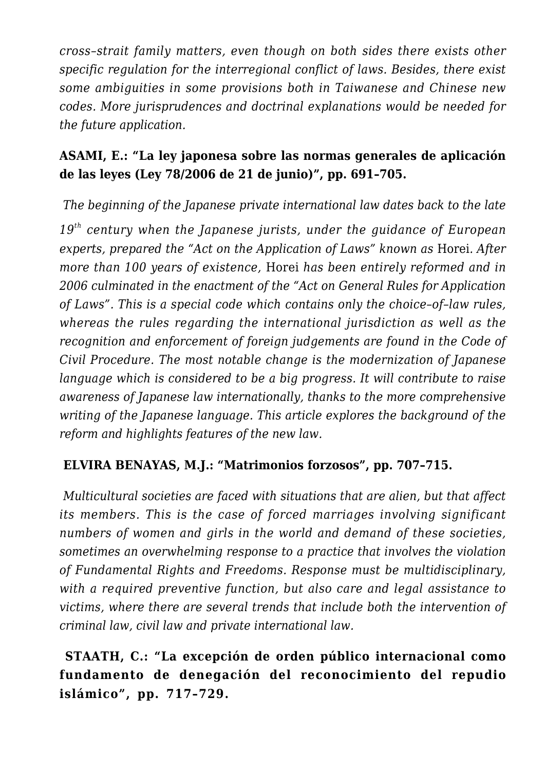*cross–strait family matters, even though on both sides there exists other specific regulation for the interregional conflict of laws. Besides, there exist some ambiguities in some provisions both in Taiwanese and Chinese new codes. More jurisprudences and doctrinal explanations would be needed for the future application.*

**ASAMI, E.: "La ley japonesa sobre las normas generales de aplicación de las leyes (Ley 78/2006 de 21 de junio)", pp. 691–705.**

*The beginning of the Japanese private international law dates back to the late 19th century when the Japanese jurists, under the guidance of European experts, prepared the "Act on the Application of Laws" known as* Horei*. After more than 100 years of existence,* Horei *has been entirely reformed and in 2006 culminated in the enactment of the "Act on General Rules for Application of Laws". This is a special code which contains only the choice–of–law rules, whereas the rules regarding the international jurisdiction as well as the recognition and enforcement of foreign judgements are found in the Code of Civil Procedure. The most notable change is the modernization of Japanese language which is considered to be a big progress. It will contribute to raise awareness of Japanese law internationally, thanks to the more comprehensive writing of the Japanese language. This article explores the background of the reform and highlights features of the new law.*

**ELVIRA BENAYAS, M.J.: "Matrimonios forzosos", pp. 707–715.**

*Multicultural societies are faced with situations that are alien, but that affect its members. This is the case of forced marriages involving significant numbers of women and girls in the world and demand of these societies, sometimes an overwhelming response to a practice that involves the violation of Fundamental Rights and Freedoms. Response must be multidisciplinary, with a required preventive function, but also care and legal assistance to victims, where there are several trends that include both the intervention of criminal law, civil law and private international law.*

**STAATH, C.: "La excepción de orden público internacional como fundamento de denegación del reconocimiento del repudio islámico", pp. 717–729.**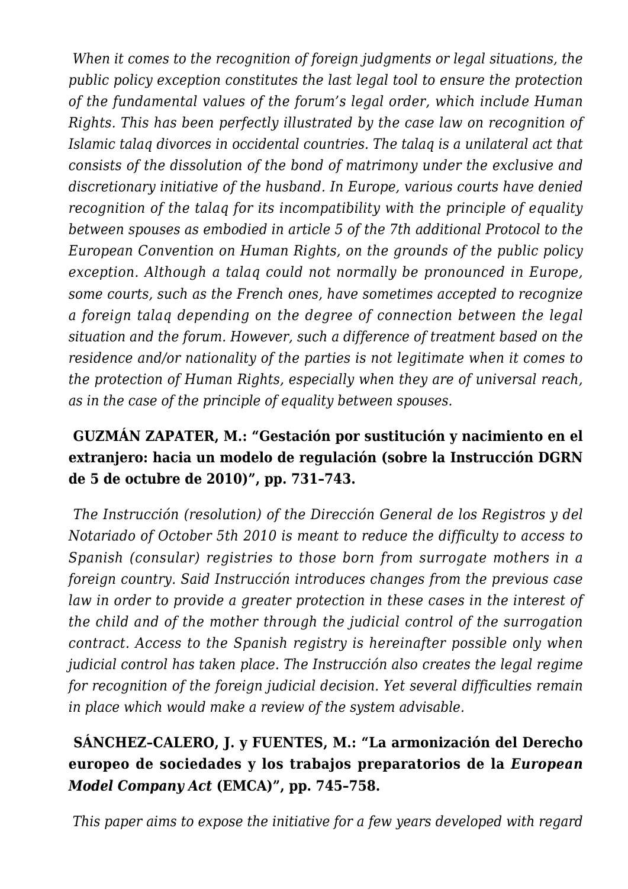*When it comes to the recognition of foreign judgments or legal situations, the public policy exception constitutes the last legal tool to ensure the protection of the fundamental values of the forum's legal order, which include Human Rights. This has been perfectly illustrated by the case law on recognition of Islamic talaq divorces in occidental countries. The talaq is a unilateral act that consists of the dissolution of the bond of matrimony under the exclusive and discretionary initiative of the husband. In Europe, various courts have denied recognition of the talaq for its incompatibility with the principle of equality between spouses as embodied in article 5 of the 7th additional Protocol to the European Convention on Human Rights, on the grounds of the public policy exception. Although a talaq could not normally be pronounced in Europe, some courts, such as the French ones, have sometimes accepted to recognize a foreign talaq depending on the degree of connection between the legal situation and the forum. However, such a difference of treatment based on the residence and/or nationality of the parties is not legitimate when it comes to the protection of Human Rights, especially when they are of universal reach, as in the case of the principle of equality between spouses.*

**GUZMÁN ZAPATER, M.: "Gestación por sustitución y nacimiento en el extranjero: hacia un modelo de regulación (sobre la Instrucción DGRN de 5 de octubre de 2010)", pp. 731–743.**

*The Instrucción (resolution) of the Dirección General de los Registros y del Notariado of October 5th 2010 is meant to reduce the difficulty to access to Spanish (consular) registries to those born from surrogate mothers in a foreign country. Said Instrucción introduces changes from the previous case law in order to provide a greater protection in these cases in the interest of the child and of the mother through the judicial control of the surrogation contract. Access to the Spanish registry is hereinafter possible only when judicial control has taken place. The Instrucción also creates the legal regime for recognition of the foreign judicial decision. Yet several difficulties remain in place which would make a review of the system advisable.*

**SÁNCHEZ-CALERO, J. y FUENTES, M.: "La armonización del Derecho europeo de sociedades y los trabajos preparatorios de la *European Model Company Act* (EMCA)", pp. 745–758.**

*This paper aims to expose the initiative for a few years developed with regard*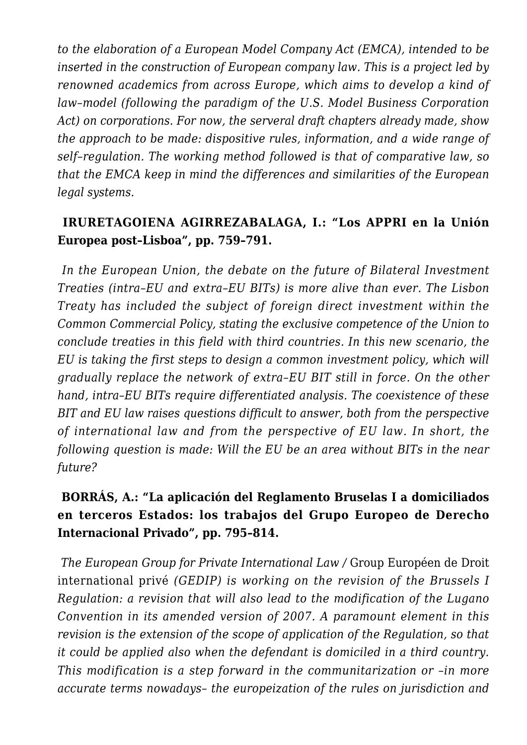*to the elaboration of a European Model Company Act (EMCA), intended to be inserted in the construction of European company law. This is a project led by renowned academics from across Europe, which aims to develop a kind of law–model (following the paradigm of the U.S. Model Business Corporation Act) on corporations. For now, the serveral draft chapters already made, show the approach to be made: dispositive rules, information, and a wide range of self–regulation. The working method followed is that of comparative law, so that the EMCA keep in mind the differences and similarities of the European legal systems.*

**IRURETAGOIENA AGIRREZABALAGA, I.: "Los APPRI en la Unión Europea post–Lisboa", pp. 759–791.**

*In the European Union, the debate on the future of Bilateral Investment Treaties (intra–EU and extra–EU BITs) is more alive than ever. The Lisbon Treaty has included the subject of foreign direct investment within the Common Commercial Policy, stating the exclusive competence of the Union to conclude treaties in this field with third countries. In this new scenario, the EU is taking the first steps to design a common investment policy, which will gradually replace the network of extra–EU BIT still in force. On the other hand, intra–EU BITs require differentiated analysis. The coexistence of these BIT and EU law raises questions difficult to answer, both from the perspective of international law and from the perspective of EU law. In short, the following question is made: Will the EU be an area without BITs in the near future?*

**BORRÁS, A.: "La aplicación del Reglamento Bruselas I a domiciliados en terceros Estados: los trabajos del Grupo Europeo de Derecho Internacional Privado", pp. 795–814.**

*The European Group for Private International Law /* Group Européen de Droit international privé *(GEDIP) is working on the revision of the Brussels I Regulation: a revision that will also lead to the modification of the Lugano Convention in its amended version of 2007. A paramount element in this revision is the extension of the scope of application of the Regulation, so that it could be applied also when the defendant is domiciled in a third country. This modification is a step forward in the communitarization or –in more accurate terms nowadays– the europeization of the rules on jurisdiction and*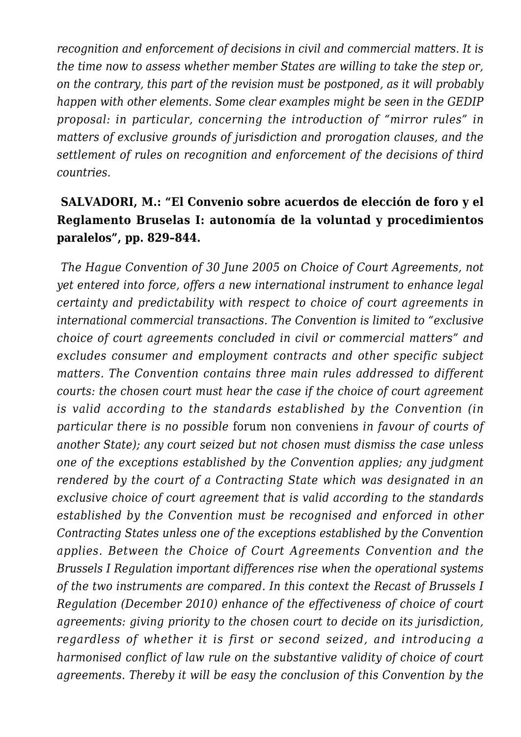*recognition and enforcement of decisions in civil and commercial matters. It is the time now to assess whether member States are willing to take the step or, on the contrary, this part of the revision must be postponed, as it will probably happen with other elements. Some clear examples might be seen in the GEDIP proposal: in particular, concerning the introduction of "mirror rules" in matters of exclusive grounds of jurisdiction and prorogation clauses, and the settlement of rules on recognition and enforcement of the decisions of third countries.*

**SALVADORI, M.: "El Convenio sobre acuerdos de elección de foro y el Reglamento Bruselas I: autonomía de la voluntad y procedimientos paralelos", pp. 829–844.**

*The Hague Convention of 30 June 2005 on Choice of Court Agreements, not yet entered into force, offers a new international instrument to enhance legal certainty and predictability with respect to choice of court agreements in international commercial transactions. The Convention is limited to "exclusive choice of court agreements concluded in civil or commercial matters" and excludes consumer and employment contracts and other specific subject matters. The Convention contains three main rules addressed to different courts: the chosen court must hear the case if the choice of court agreement is valid according to the standards established by the Convention (in particular there is no possible* forum non conveniens *in favour of courts of another State); any court seized but not chosen must dismiss the case unless one of the exceptions established by the Convention applies; any judgment rendered by the court of a Contracting State which was designated in an exclusive choice of court agreement that is valid according to the standards established by the Convention must be recognised and enforced in other Contracting States unless one of the exceptions established by the Convention applies. Between the Choice of Court Agreements Convention and the Brussels I Regulation important differences rise when the operational systems of the two instruments are compared. In this context the Recast of Brussels I Regulation (December 2010) enhance of the effectiveness of choice of court agreements: giving priority to the chosen court to decide on its jurisdiction, regardless of whether it is first or second seized, and introducing a harmonised conflict of law rule on the substantive validity of choice of court agreements. Thereby it will be easy the conclusion of this Convention by the*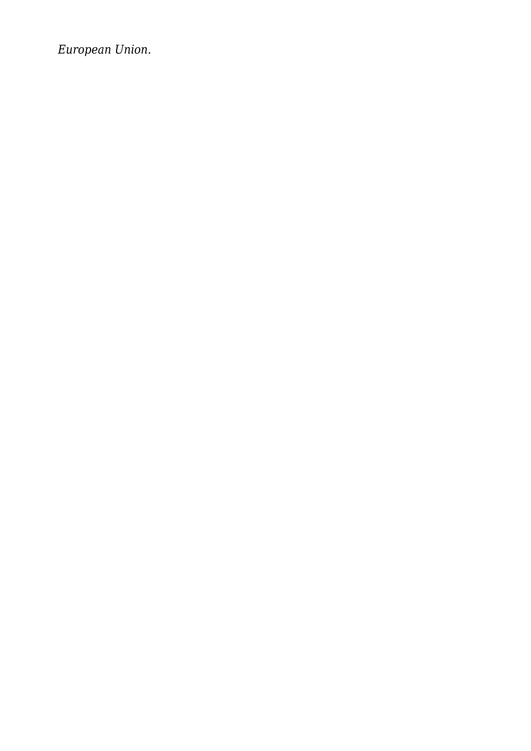*European Union.*